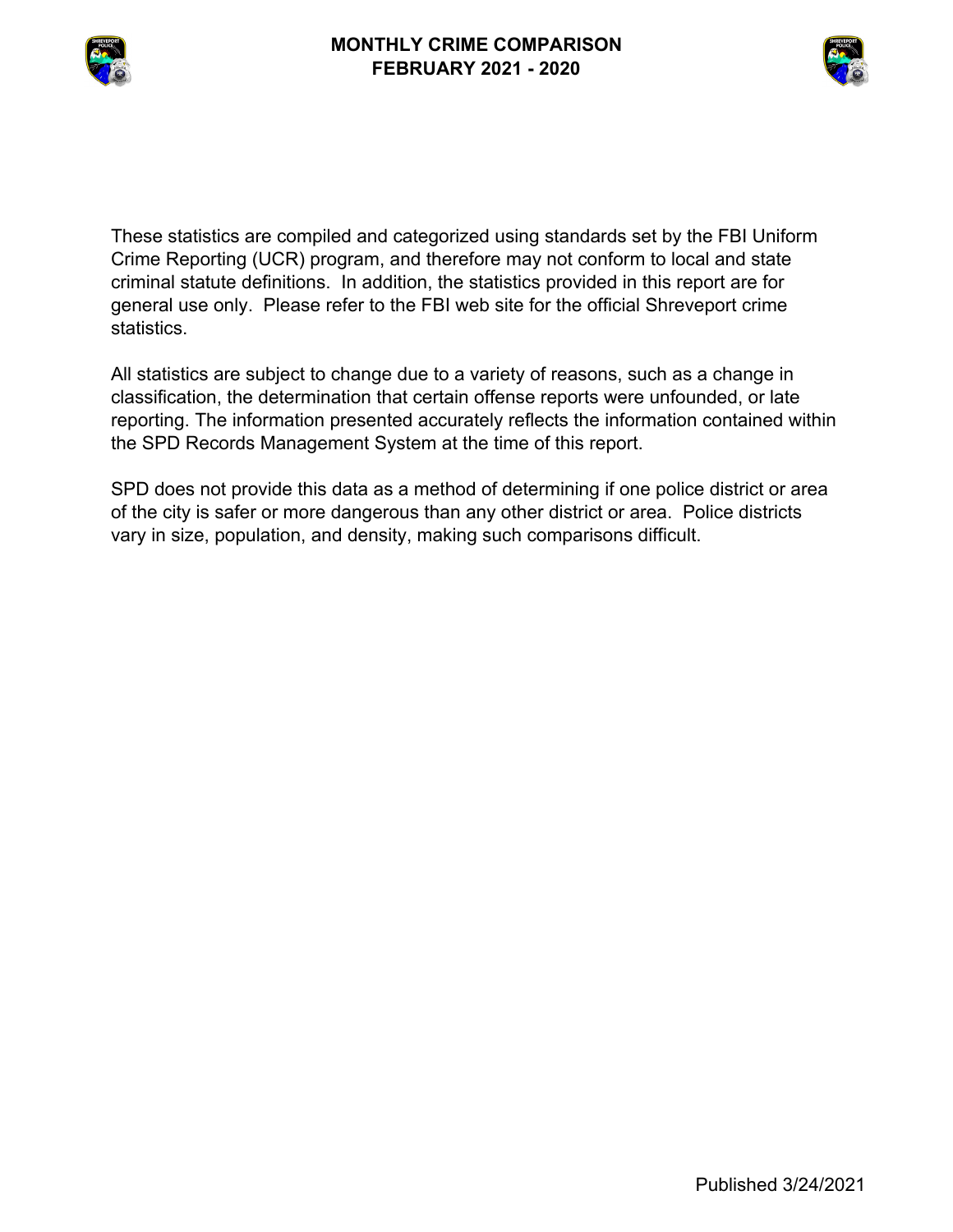# MONTHLY CRIME COMPARISON
## FEBRUARY 2021 - 2020

These statistics are compiled and categorized using standards set by the FBI Uniform Crime Reporting (UCR) program, and therefore may not conform to local and state criminal statute definitions. In addition, the statistics provided in this report are for general use only. Please refer to the FBI web site for the official Shreveport crime statistics.

All statistics are subject to change due to a variety of reasons, such as a change in classification, the determination that certain offense reports were unfounded, or late reporting. The information presented accurately reflects the information contained within the SPD Records Management System at the time of this report.

SPD does not provide this data as a method of determining if one police district or area of the city is safer or more dangerous than any other district or area. Police districts vary in size, population, and density, making such comparisons difficult.

Published 3/24/2021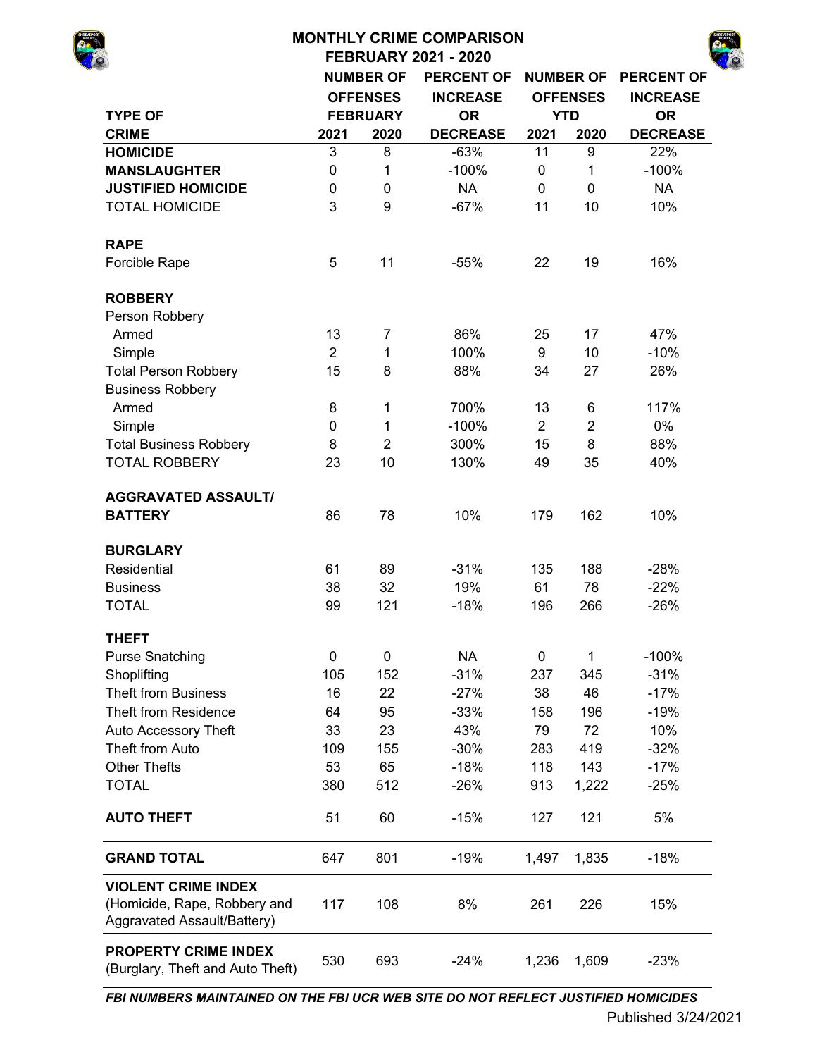# MONTHLY CRIME COMPARISON
## FEBRUARY 2021 - 2020

| TYPE OF CRIME | NUMBER OF OFFENSES FEBRUARY 2021 | NUMBER OF OFFENSES FEBRUARY 2020 | PERCENT OF INCREASE OR DECREASE | NUMBER OF OFFENSES YTD 2021 | NUMBER OF OFFENSES YTD 2020 | PERCENT OF INCREASE OR DECREASE |
|---|---|---|---|---|---|---|
| **HOMICIDE** | 3 | 8 | -63% | 11 | 9 | 22% |
| **MANSLAUGHTER** | 0 | 1 | -100% | 0 | 1 | -100% |
| **JUSTIFIED HOMICIDE** | 0 | 0 | NA | 0 | 0 | NA |
| TOTAL HOMICIDE | 3 | 9 | -67% | 11 | 10 | 10% |
| **RAPE** | | | | | | |
| Forcible Rape | 5 | 11 | -55% | 22 | 19 | 16% |
| **ROBBERY** | | | | | | |
| Person Robbery | | | | | | |
| Armed | 13 | 7 | 86% | 25 | 17 | 47% |
| Simple | 2 | 1 | 100% | 9 | 10 | -10% |
| Total Person Robbery | 15 | 8 | 88% | 34 | 27 | 26% |
| Business Robbery | | | | | | |
| Armed | 8 | 1 | 700% | 13 | 6 | 117% |
| Simple | 0 | 1 | -100% | 2 | 2 | 0% |
| Total Business Robbery | 8 | 2 | 300% | 15 | 8 | 88% |
| TOTAL ROBBERY | 23 | 10 | 130% | 49 | 35 | 40% |
| **AGGRAVATED ASSAULT/ BATTERY** | 86 | 78 | 10% | 179 | 162 | 10% |
| **BURGLARY** | | | | | | |
| Residential | 61 | 89 | -31% | 135 | 188 | -28% |
| Business | 38 | 32 | 19% | 61 | 78 | -22% |
| TOTAL | 99 | 121 | -18% | 196 | 266 | -26% |
| **THEFT** | | | | | | |
| Purse Snatching | 0 | 0 | NA | 0 | 1 | -100% |
| Shoplifting | 105 | 152 | -31% | 237 | 345 | -31% |
| Theft from Business | 16 | 22 | -27% | 38 | 46 | -17% |
| Theft from Residence | 64 | 95 | -33% | 158 | 196 | -19% |
| Auto Accessory Theft | 33 | 23 | 43% | 79 | 72 | 10% |
| Theft from Auto | 109 | 155 | -30% | 283 | 419 | -32% |
| Other Thefts | 53 | 65 | -18% | 118 | 143 | -17% |
| TOTAL | 380 | 512 | -26% | 913 | 1,222 | -25% |
| **AUTO THEFT** | 51 | 60 | -15% | 127 | 121 | 5% |
| **GRAND TOTAL** | 647 | 801 | -19% | 1,497 | 1,835 | -18% |
| **VIOLENT CRIME INDEX** (Homicide, Rape, Robbery and Aggravated Assault/Battery) | 117 | 108 | 8% | 261 | 226 | 15% |
| **PROPERTY CRIME INDEX** (Burglary, Theft and Auto Theft) | 530 | 693 | -24% | 1,236 | 1,609 | -23% |

***FBI NUMBERS MAINTAINED ON THE FBI UCR WEB SITE DO NOT REFLECT JUSTIFIED HOMICIDES***

Published 3/24/2021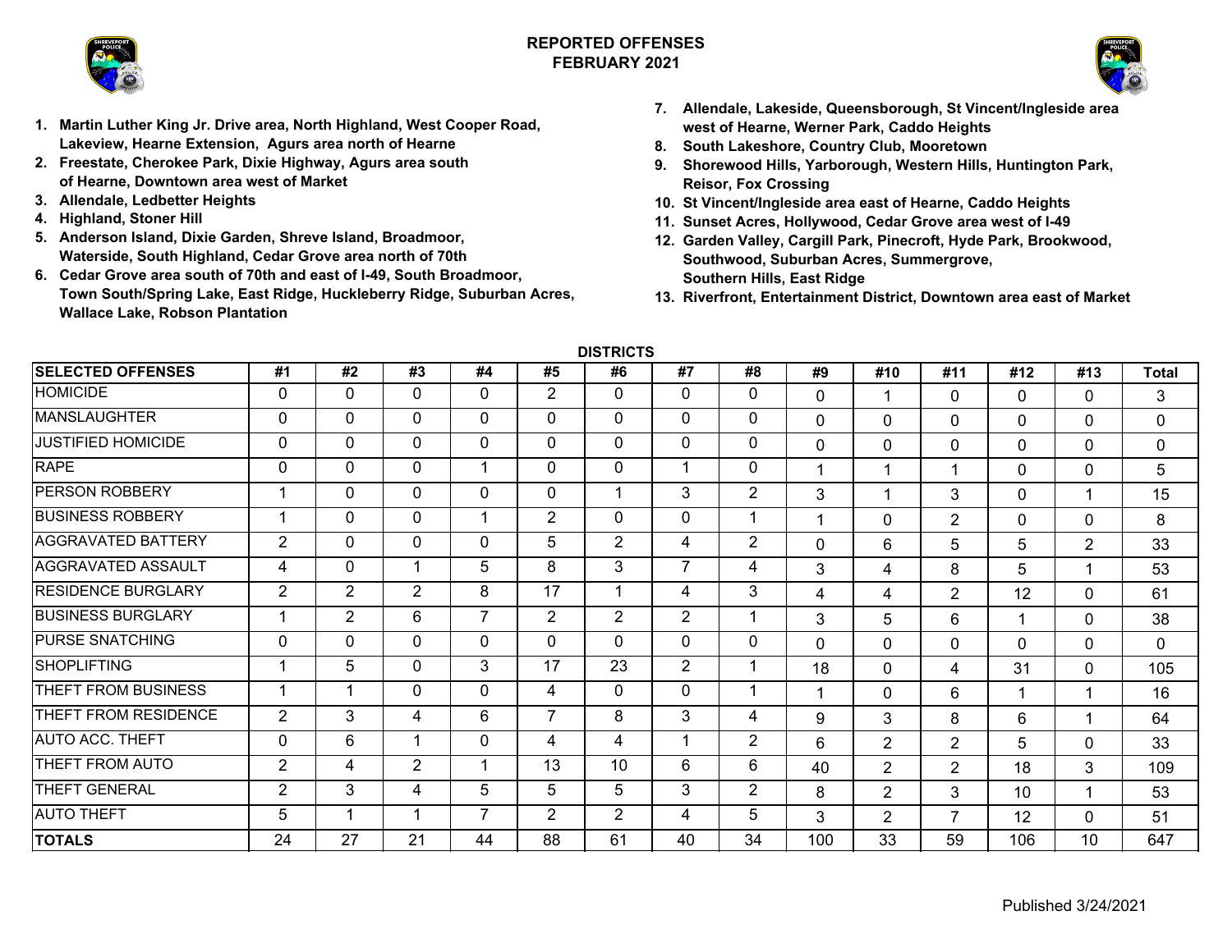# REPORTED OFFENSES
## FEBRUARY 2021

1. Martin Luther King Jr. Drive area, North Highland, West Cooper Road, Lakeview, Hearne Extension, Agurs area north of Hearne
2. Freestate, Cherokee Park, Dixie Highway, Agurs area south of Hearne, Downtown area west of Market
3. Allendale, Ledbetter Heights
4. Highland, Stoner Hill
5. Anderson Island, Dixie Garden, Shreve Island, Broadmoor, Waterside, South Highland, Cedar Grove area north of 70th
6. Cedar Grove area south of 70th and east of I-49, South Broadmoor, Town South/Spring Lake, East Ridge, Huckleberry Ridge, Suburban Acres, Wallace Lake, Robson Plantation
7. Allendale, Lakeside, Queensborough, St Vincent/Ingleside area west of Hearne, Werner Park, Caddo Heights
8. South Lakeshore, Country Club, Mooretown
9. Shorewood Hills, Yarborough, Western Hills, Huntington Park, Reisor, Fox Crossing
10. St Vincent/Ingleside area east of Hearne, Caddo Heights
11. Sunset Acres, Hollywood, Cedar Grove area west of I-49
12. Garden Valley, Cargill Park, Pinecroft, Hyde Park, Brookwood, Southwood, Suburban Acres, Summergrove, Southern Hills, East Ridge
13. Riverfront, Entertainment District, Downtown area east of Market

| | DISTRICTS | | | | | | | | | | | | | |
|---|---|---|---|---|---|---|---|---|---|---|---|---|---|---|
| **SELECTED OFFENSES** | **#1** | **#2** | **#3** | **#4** | **#5** | **#6** | **#7** | **#8** | **#9** | **#10** | **#11** | **#12** | **#13** | **Total** |
| HOMICIDE | 0 | 0 | 0 | 0 | 2 | 0 | 0 | 0 | 0 | 1 | 0 | 0 | 0 | 3 |
| MANSLAUGHTER | 0 | 0 | 0 | 0 | 0 | 0 | 0 | 0 | 0 | 0 | 0 | 0 | 0 | 0 |
| JUSTIFIED HOMICIDE | 0 | 0 | 0 | 0 | 0 | 0 | 0 | 0 | 0 | 0 | 0 | 0 | 0 | 0 |
| RAPE | 0 | 0 | 0 | 1 | 0 | 0 | 1 | 0 | 1 | 1 | 1 | 0 | 0 | 5 |
| PERSON ROBBERY | 1 | 0 | 0 | 0 | 0 | 1 | 3 | 2 | 3 | 1 | 3 | 0 | 1 | 15 |
| BUSINESS ROBBERY | 1 | 0 | 0 | 1 | 2 | 0 | 0 | 1 | 1 | 0 | 2 | 0 | 0 | 8 |
| AGGRAVATED BATTERY | 2 | 0 | 0 | 0 | 5 | 2 | 4 | 2 | 0 | 6 | 5 | 5 | 2 | 33 |
| AGGRAVATED ASSAULT | 4 | 0 | 1 | 5 | 8 | 3 | 7 | 4 | 3 | 4 | 8 | 5 | 1 | 53 |
| RESIDENCE BURGLARY | 2 | 2 | 2 | 8 | 17 | 1 | 4 | 3 | 4 | 4 | 2 | 12 | 0 | 61 |
| BUSINESS BURGLARY | 1 | 2 | 6 | 7 | 2 | 2 | 2 | 1 | 3 | 5 | 6 | 1 | 0 | 38 |
| PURSE SNATCHING | 0 | 0 | 0 | 0 | 0 | 0 | 0 | 0 | 0 | 0 | 0 | 0 | 0 | 0 |
| SHOPLIFTING | 1 | 5 | 0 | 3 | 17 | 23 | 2 | 1 | 18 | 0 | 4 | 31 | 0 | 105 |
| THEFT FROM BUSINESS | 1 | 1 | 0 | 0 | 4 | 0 | 0 | 1 | 1 | 0 | 6 | 1 | 1 | 16 |
| THEFT FROM RESIDENCE | 2 | 3 | 4 | 6 | 7 | 8 | 3 | 4 | 9 | 3 | 8 | 6 | 1 | 64 |
| AUTO ACC. THEFT | 0 | 6 | 1 | 0 | 4 | 4 | 1 | 2 | 6 | 2 | 2 | 5 | 0 | 33 |
| THEFT FROM AUTO | 2 | 4 | 2 | 1 | 13 | 10 | 6 | 6 | 40 | 2 | 2 | 18 | 3 | 109 |
| THEFT GENERAL | 2 | 3 | 4 | 5 | 5 | 5 | 3 | 2 | 8 | 2 | 3 | 10 | 1 | 53 |
| AUTO THEFT | 5 | 1 | 1 | 7 | 2 | 2 | 4 | 5 | 3 | 2 | 7 | 12 | 0 | 51 |
| **TOTALS** | 24 | 27 | 21 | 44 | 88 | 61 | 40 | 34 | 100 | 33 | 59 | 106 | 10 | 647 |

Published 3/24/2021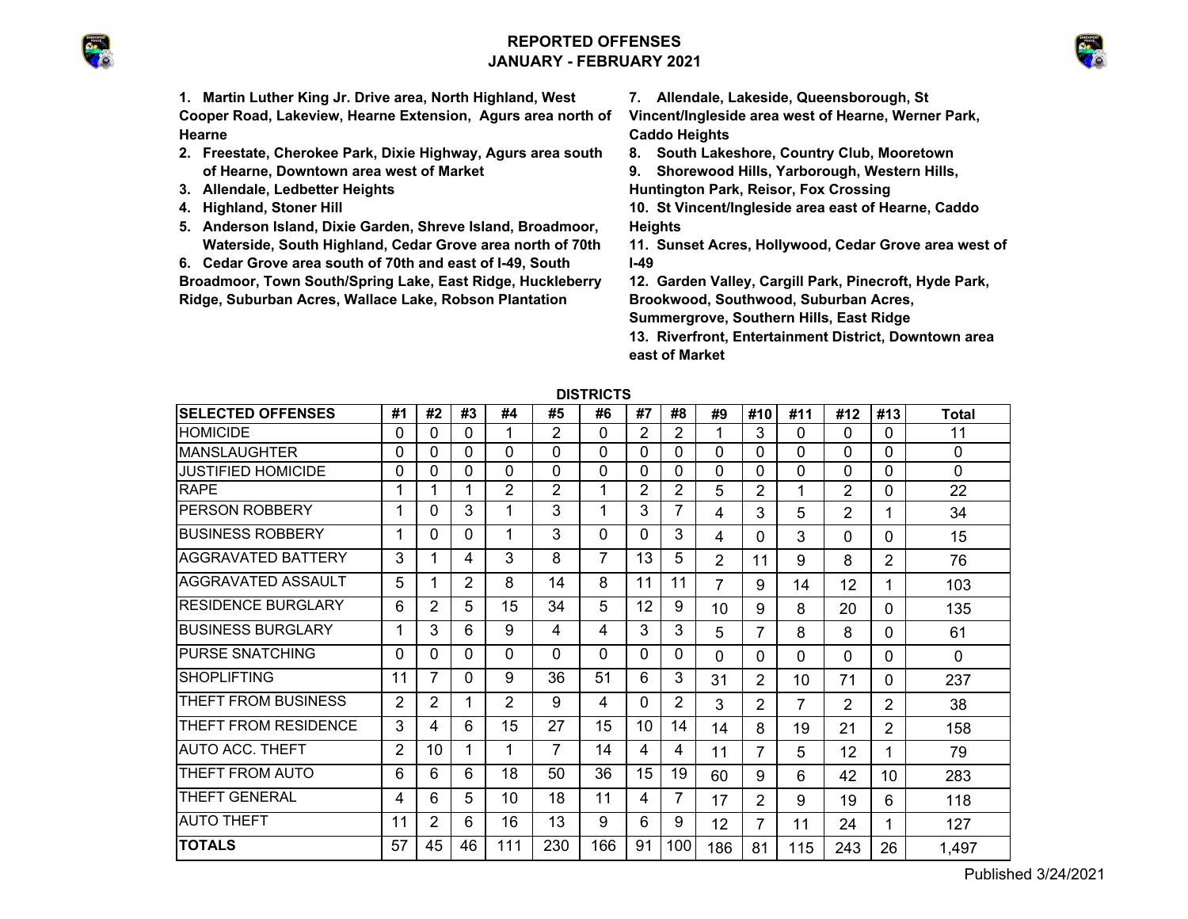# REPORTED OFFENSES
## JANUARY - FEBRUARY 2021

1. **Martin Luther King Jr. Drive area, North Highland, West Cooper Road, Lakeview, Hearne Extension, Agurs area north of Hearne**
2. **Freestate, Cherokee Park, Dixie Highway, Agurs area south of Hearne, Downtown area west of Market**
3. **Allendale, Ledbetter Heights**
4. **Highland, Stoner Hill**
5. **Anderson Island, Dixie Garden, Shreve Island, Broadmoor, Waterside, South Highland, Cedar Grove area north of 70th**
6. **Cedar Grove area south of 70th and east of I-49, South Broadmoor, Town South/Spring Lake, East Ridge, Huckleberry Ridge, Suburban Acres, Wallace Lake, Robson Plantation**
7. **Allendale, Lakeside, Queensborough, St Vincent/Ingleside area west of Hearne, Werner Park, Caddo Heights**
8. **South Lakeshore, Country Club, Mooretown**
9. **Shorewood Hills, Yarborough, Western Hills, Huntington Park, Reisor, Fox Crossing**
10. **St Vincent/Ingleside area east of Hearne, Caddo Heights**
11. **Sunset Acres, Hollywood, Cedar Grove area west of I-49**
12. **Garden Valley, Cargill Park, Pinecroft, Hyde Park, Brookwood, Southwood, Suburban Acres, Summergrove, Southern Hills, East Ridge**
13. **Riverfront, Entertainment District, Downtown area east of Market**

**DISTRICTS**

| SELECTED OFFENSES | #1 | #2 | #3 | #4 | #5 | #6 | #7 | #8 | #9 | #10 | #11 | #12 | #13 | Total |
|---|---|---|---|---|---|---|---|---|---|---|---|---|---|---|
| HOMICIDE | 0 | 0 | 0 | 1 | 2 | 0 | 2 | 2 | 1 | 3 | 0 | 0 | 0 | 11 |
| MANSLAUGHTER | 0 | 0 | 0 | 0 | 0 | 0 | 0 | 0 | 0 | 0 | 0 | 0 | 0 | 0 |
| JUSTIFIED HOMICIDE | 0 | 0 | 0 | 0 | 0 | 0 | 0 | 0 | 0 | 0 | 0 | 0 | 0 | 0 |
| RAPE | 1 | 1 | 1 | 2 | 2 | 1 | 2 | 2 | 5 | 2 | 1 | 2 | 0 | 22 |
| PERSON ROBBERY | 1 | 0 | 3 | 1 | 3 | 1 | 3 | 7 | 4 | 3 | 5 | 2 | 1 | 34 |
| BUSINESS ROBBERY | 1 | 0 | 0 | 1 | 3 | 0 | 0 | 3 | 4 | 0 | 3 | 0 | 0 | 15 |
| AGGRAVATED BATTERY | 3 | 1 | 4 | 3 | 8 | 7 | 13 | 5 | 2 | 11 | 9 | 8 | 2 | 76 |
| AGGRAVATED ASSAULT | 5 | 1 | 2 | 8 | 14 | 8 | 11 | 11 | 7 | 9 | 14 | 12 | 1 | 103 |
| RESIDENCE BURGLARY | 6 | 2 | 5 | 15 | 34 | 5 | 12 | 9 | 10 | 9 | 8 | 20 | 0 | 135 |
| BUSINESS BURGLARY | 1 | 3 | 6 | 9 | 4 | 4 | 3 | 3 | 5 | 7 | 8 | 8 | 0 | 61 |
| PURSE SNATCHING | 0 | 0 | 0 | 0 | 0 | 0 | 0 | 0 | 0 | 0 | 0 | 0 | 0 | 0 |
| SHOPLIFTING | 11 | 7 | 0 | 9 | 36 | 51 | 6 | 3 | 31 | 2 | 10 | 71 | 0 | 237 |
| THEFT FROM BUSINESS | 2 | 2 | 1 | 2 | 9 | 4 | 0 | 2 | 3 | 2 | 7 | 2 | 2 | 38 |
| THEFT FROM RESIDENCE | 3 | 4 | 6 | 15 | 27 | 15 | 10 | 14 | 14 | 8 | 19 | 21 | 2 | 158 |
| AUTO ACC. THEFT | 2 | 10 | 1 | 1 | 7 | 14 | 4 | 4 | 11 | 7 | 5 | 12 | 1 | 79 |
| THEFT FROM AUTO | 6 | 6 | 6 | 18 | 50 | 36 | 15 | 19 | 60 | 9 | 6 | 42 | 10 | 283 |
| THEFT GENERAL | 4 | 6 | 5 | 10 | 18 | 11 | 4 | 7 | 17 | 2 | 9 | 19 | 6 | 118 |
| AUTO THEFT | 11 | 2 | 6 | 16 | 13 | 9 | 6 | 9 | 12 | 7 | 11 | 24 | 1 | 127 |
| **TOTALS** | 57 | 45 | 46 | 111 | 230 | 166 | 91 | 100 | 186 | 81 | 115 | 243 | 26 | 1,497 |

Published 3/24/2021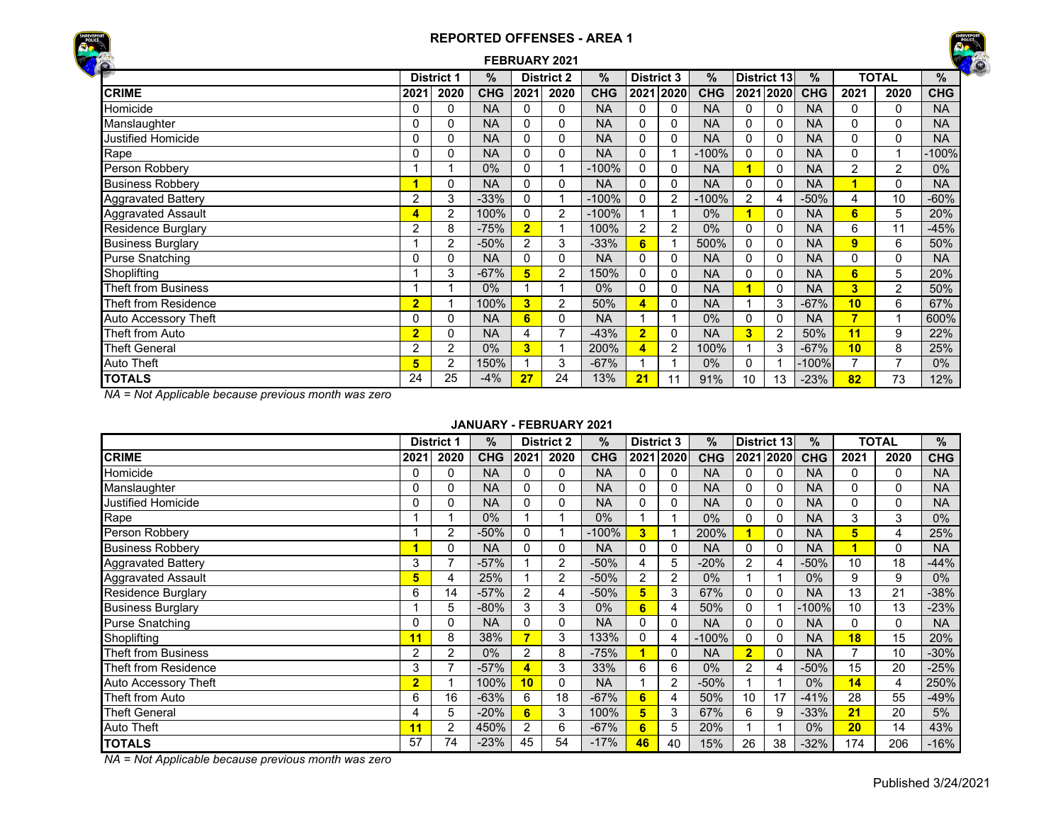# REPORTED OFFENSES - AREA 1

## FEBRUARY 2021

| | District 1 | | % | District 2 | | % | District 3 | | % | District 13 | | % | TOTAL | | % |
|---|---|---|---|---|---|---|---|---|---|---|---|---|---|---|---|
| **CRIME** | **2021** | **2020** | **CHG** | **2021** | **2020** | **CHG** | **2021** | **2020** | **CHG** | **2021** | **2020** | **CHG** | **2021** | **2020** | **CHG** |
| Homicide | 0 | 0 | NA | 0 | 0 | NA | 0 | 0 | NA | 0 | 0 | NA | 0 | 0 | NA |
| Manslaughter | 0 | 0 | NA | 0 | 0 | NA | 0 | 0 | NA | 0 | 0 | NA | 0 | 0 | NA |
| Justified Homicide | 0 | 0 | NA | 0 | 0 | NA | 0 | 0 | NA | 0 | 0 | NA | 0 | 0 | NA |
| Rape | 0 | 0 | NA | 0 | 0 | NA | 0 | 1 | -100% | 0 | 0 | NA | 0 | 1 | -100% |
| Person Robbery | 1 | 1 | 0% | 0 | 1 | -100% | 0 | 0 | NA | **1** | 0 | NA | 2 | 2 | 0% |
| Business Robbery | **1** | 0 | NA | 0 | 0 | NA | 0 | 0 | NA | 0 | 0 | NA | **1** | 0 | NA |
| Aggravated Battery | 2 | 3 | -33% | 0 | 1 | -100% | 0 | 2 | -100% | 2 | 4 | -50% | 4 | 10 | -60% |
| Aggravated Assault | **4** | 2 | 100% | 0 | 2 | -100% | 1 | 1 | 0% | **1** | 0 | NA | **6** | 5 | 20% |
| Residence Burglary | 2 | 8 | -75% | **2** | 1 | 100% | 2 | 2 | 0% | 0 | 0 | NA | 6 | 11 | -45% |
| Business Burglary | 1 | 2 | -50% | 2 | 3 | -33% | **6** | 1 | 500% | 0 | 0 | NA | **9** | 6 | 50% |
| Purse Snatching | 0 | 0 | NA | 0 | 0 | NA | 0 | 0 | NA | 0 | 0 | NA | 0 | 0 | NA |
| Shoplifting | 1 | 3 | -67% | **5** | 2 | 150% | 0 | 0 | NA | 0 | 0 | NA | **6** | 5 | 20% |
| Theft from Business | 1 | 1 | 0% | 1 | 1 | 0% | 0 | 0 | NA | **1** | 0 | NA | **3** | 2 | 50% |
| Theft from Residence | **2** | 1 | 100% | **3** | 2 | 50% | **4** | 0 | NA | 1 | 3 | -67% | **10** | 6 | 67% |
| Auto Accessory Theft | 0 | 0 | NA | **6** | 0 | NA | 1 | 1 | 0% | 0 | 0 | NA | **7** | 1 | 600% |
| Theft from Auto | **2** | 0 | NA | 4 | 7 | -43% | **2** | 0 | NA | **3** | 2 | 50% | **11** | 9 | 22% |
| Theft General | 2 | 2 | 0% | **3** | 1 | 200% | **4** | 2 | 100% | 1 | 3 | -67% | **10** | 8 | 25% |
| Auto Theft | **5** | 2 | 150% | 1 | 3 | -67% | 1 | 1 | 0% | 0 | 1 | -100% | 7 | 7 | 0% |
| **TOTALS** | 24 | 25 | -4% | **27** | 24 | 13% | **21** | 11 | 91% | 10 | 13 | -23% | **82** | 73 | 12% |

*NA = Not Applicable because previous month was zero*

## JANUARY - FEBRUARY 2021

| | District 1 | | % | District 2 | | % | District 3 | | % | District 13 | | % | TOTAL | | % |
|---|---|---|---|---|---|---|---|---|---|---|---|---|---|---|---|
| **CRIME** | **2021** | **2020** | **CHG** | **2021** | **2020** | **CHG** | **2021** | **2020** | **CHG** | **2021** | **2020** | **CHG** | **2021** | **2020** | **CHG** |
| Homicide | 0 | 0 | NA | 0 | 0 | NA | 0 | 0 | NA | 0 | 0 | NA | 0 | 0 | NA |
| Manslaughter | 0 | 0 | NA | 0 | 0 | NA | 0 | 0 | NA | 0 | 0 | NA | 0 | 0 | NA |
| Justified Homicide | 0 | 0 | NA | 0 | 0 | NA | 0 | 0 | NA | 0 | 0 | NA | 0 | 0 | NA |
| Rape | 1 | 1 | 0% | 1 | 1 | 0% | 1 | 1 | 0% | 0 | 0 | NA | 3 | 3 | 0% |
| Person Robbery | 1 | 2 | -50% | 0 | 1 | -100% | **3** | 1 | 200% | **1** | 0 | NA | **5** | 4 | 25% |
| Business Robbery | **1** | 0 | NA | 0 | 0 | NA | 0 | 0 | NA | 0 | 0 | NA | **1** | 0 | NA |
| Aggravated Battery | 3 | 7 | -57% | 1 | 2 | -50% | 4 | 5 | -20% | 2 | 4 | -50% | 10 | 18 | -44% |
| Aggravated Assault | **5** | 4 | 25% | 1 | 2 | -50% | 2 | 2 | 0% | 1 | 1 | 0% | 9 | 9 | 0% |
| Residence Burglary | 6 | 14 | -57% | 2 | 4 | -50% | **5** | 3 | 67% | 0 | 0 | NA | 13 | 21 | -38% |
| Business Burglary | 1 | 5 | -80% | 3 | 3 | 0% | **6** | 4 | 50% | 0 | 1 | -100% | 10 | 13 | -23% |
| Purse Snatching | 0 | 0 | NA | 0 | 0 | NA | 0 | 0 | NA | 0 | 0 | NA | 0 | 0 | NA |
| Shoplifting | **11** | 8 | 38% | **7** | 3 | 133% | 0 | 4 | -100% | 0 | 0 | NA | **18** | 15 | 20% |
| Theft from Business | 2 | 2 | 0% | 2 | 8 | -75% | **1** | 0 | NA | **2** | 0 | NA | 7 | 10 | -30% |
| Theft from Residence | 3 | 7 | -57% | **4** | 3 | 33% | 6 | 6 | 0% | 2 | 4 | -50% | 15 | 20 | -25% |
| Auto Accessory Theft | **2** | 1 | 100% | **10** | 0 | NA | 1 | 2 | -50% | 1 | 1 | 0% | **14** | 4 | 250% |
| Theft from Auto | 6 | 16 | -63% | 6 | 18 | -67% | **6** | 4 | 50% | 10 | 17 | -41% | 28 | 55 | -49% |
| Theft General | 4 | 5 | -20% | **6** | 3 | 100% | **5** | 3 | 67% | 6 | 9 | -33% | **21** | 20 | 5% |
| Auto Theft | **11** | 2 | 450% | 2 | 6 | -67% | **6** | 5 | 20% | 1 | 1 | 0% | **20** | 14 | 43% |
| **TOTALS** | 57 | 74 | -23% | 45 | 54 | -17% | **46** | 40 | 15% | 26 | 38 | -32% | 174 | 206 | -16% |

*NA = Not Applicable because previous month was zero*

Published 3/24/2021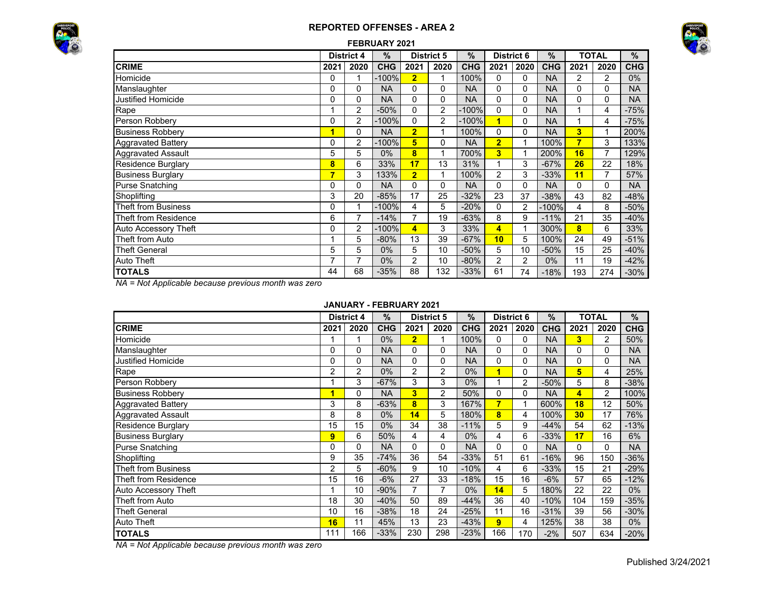## REPORTED OFFENSES - AREA 2

### FEBRUARY 2021

| | District 4 | | % | District 5 | | % | District 6 | | % | TOTAL | | % |
|---|---|---|---|---|---|---|---|---|---|---|---|---|
| **CRIME** | **2021** | **2020** | **CHG** | **2021** | **2020** | **CHG** | **2021** | **2020** | **CHG** | **2021** | **2020** | **CHG** |
| Homicide | 0 | 1 | -100% | 2 | 1 | 100% | 0 | 0 | NA | 2 | 2 | 0% |
| Manslaughter | 0 | 0 | NA | 0 | 0 | NA | 0 | 0 | NA | 0 | 0 | NA |
| Justified Homicide | 0 | 0 | NA | 0 | 0 | NA | 0 | 0 | NA | 0 | 0 | NA |
| Rape | 1 | 2 | -50% | 0 | 2 | -100% | 0 | 0 | NA | 1 | 4 | -75% |
| Person Robbery | 0 | 2 | -100% | 0 | 2 | -100% | 1 | 0 | NA | 1 | 4 | -75% |
| Business Robbery | 1 | 0 | NA | 2 | 1 | 100% | 0 | 0 | NA | 3 | 1 | 200% |
| Aggravated Battery | 0 | 2 | -100% | 5 | 0 | NA | 2 | 1 | 100% | 7 | 3 | 133% |
| Aggravated Assault | 5 | 5 | 0% | 8 | 1 | 700% | 3 | 1 | 200% | 16 | 7 | 129% |
| Residence Burglary | 8 | 6 | 33% | 17 | 13 | 31% | 1 | 3 | -67% | 26 | 22 | 18% |
| Business Burglary | 7 | 3 | 133% | 2 | 1 | 100% | 2 | 3 | -33% | 11 | 7 | 57% |
| Purse Snatching | 0 | 0 | NA | 0 | 0 | NA | 0 | 0 | NA | 0 | 0 | NA |
| Shoplifting | 3 | 20 | -85% | 17 | 25 | -32% | 23 | 37 | -38% | 43 | 82 | -48% |
| Theft from Business | 0 | 1 | -100% | 4 | 5 | -20% | 0 | 2 | -100% | 4 | 8 | -50% |
| Theft from Residence | 6 | 7 | -14% | 7 | 19 | -63% | 8 | 9 | -11% | 21 | 35 | -40% |
| Auto Accessory Theft | 0 | 2 | -100% | 4 | 3 | 33% | 4 | 1 | 300% | 8 | 6 | 33% |
| Theft from Auto | 1 | 5 | -80% | 13 | 39 | -67% | 10 | 5 | 100% | 24 | 49 | -51% |
| Theft General | 5 | 5 | 0% | 5 | 10 | -50% | 5 | 10 | -50% | 15 | 25 | -40% |
| Auto Theft | 7 | 7 | 0% | 2 | 10 | -80% | 2 | 2 | 0% | 11 | 19 | -42% |
| **TOTALS** | 44 | 68 | -35% | 88 | 132 | -33% | 61 | 74 | -18% | 193 | 274 | -30% |

*NA = Not Applicable because previous month was zero*

### JANUARY - FEBRUARY 2021

| | District 4 | | % | District 5 | | % | District 6 | | % | TOTAL | | % |
|---|---|---|---|---|---|---|---|---|---|---|---|---|
| **CRIME** | **2021** | **2020** | **CHG** | **2021** | **2020** | **CHG** | **2021** | **2020** | **CHG** | **2021** | **2020** | **CHG** |
| Homicide | 1 | 1 | 0% | 2 | 1 | 100% | 0 | 0 | NA | 3 | 2 | 50% |
| Manslaughter | 0 | 0 | NA | 0 | 0 | NA | 0 | 0 | NA | 0 | 0 | NA |
| Justified Homicide | 0 | 0 | NA | 0 | 0 | NA | 0 | 0 | NA | 0 | 0 | NA |
| Rape | 2 | 2 | 0% | 2 | 2 | 0% | 1 | 0 | NA | 5 | 4 | 25% |
| Person Robbery | 1 | 3 | -67% | 3 | 3 | 0% | 1 | 2 | -50% | 5 | 8 | -38% |
| Business Robbery | 1 | 0 | NA | 3 | 2 | 50% | 0 | 0 | NA | 4 | 2 | 100% |
| Aggravated Battery | 3 | 8 | -63% | 8 | 3 | 167% | 7 | 1 | 600% | 18 | 12 | 50% |
| Aggravated Assault | 8 | 8 | 0% | 14 | 5 | 180% | 8 | 4 | 100% | 30 | 17 | 76% |
| Residence Burglary | 15 | 15 | 0% | 34 | 38 | -11% | 5 | 9 | -44% | 54 | 62 | -13% |
| Business Burglary | 9 | 6 | 50% | 4 | 4 | 0% | 4 | 6 | -33% | 17 | 16 | 6% |
| Purse Snatching | 0 | 0 | NA | 0 | 0 | NA | 0 | 0 | NA | 0 | 0 | NA |
| Shoplifting | 9 | 35 | -74% | 36 | 54 | -33% | 51 | 61 | -16% | 96 | 150 | -36% |
| Theft from Business | 2 | 5 | -60% | 9 | 10 | -10% | 4 | 6 | -33% | 15 | 21 | -29% |
| Theft from Residence | 15 | 16 | -6% | 27 | 33 | -18% | 15 | 16 | -6% | 57 | 65 | -12% |
| Auto Accessory Theft | 1 | 10 | -90% | 7 | 7 | 0% | 14 | 5 | 180% | 22 | 22 | 0% |
| Theft from Auto | 18 | 30 | -40% | 50 | 89 | -44% | 36 | 40 | -10% | 104 | 159 | -35% |
| Theft General | 10 | 16 | -38% | 18 | 24 | -25% | 11 | 16 | -31% | 39 | 56 | -30% |
| Auto Theft | 16 | 11 | 45% | 13 | 23 | -43% | 9 | 4 | 125% | 38 | 38 | 0% |
| **TOTALS** | 111 | 166 | -33% | 230 | 298 | -23% | 166 | 170 | -2% | 507 | 634 | -20% |

*NA = Not Applicable because previous month was zero*

Published 3/24/2021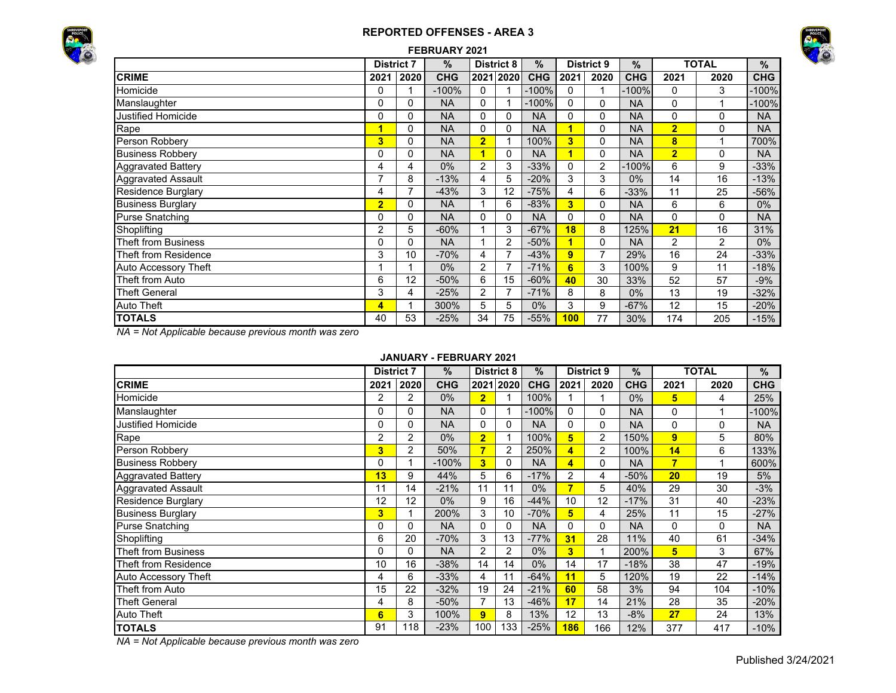# REPORTED OFFENSES - AREA 3

## FEBRUARY 2021

| | District 7 | | % | District 8 | | % | District 9 | | % | TOTAL | | % |
|---|---|---|---|---|---|---|---|---|---|---|---|---|
| **CRIME** | **2021** | **2020** | **CHG** | **2021** | **2020** | **CHG** | **2021** | **2020** | **CHG** | **2021** | **2020** | **CHG** |
| Homicide | 0 | 1 | -100% | 0 | 1 | -100% | 0 | 1 | -100% | 0 | 3 | -100% |
| Manslaughter | 0 | 0 | NA | 0 | 1 | -100% | 0 | 0 | NA | 0 | 1 | -100% |
| Justified Homicide | 0 | 0 | NA | 0 | 0 | NA | 0 | 0 | NA | 0 | 0 | NA |
| Rape | **1** | 0 | NA | 0 | 0 | NA | **1** | 0 | NA | **2** | 0 | NA |
| Person Robbery | **3** | 0 | NA | **2** | 1 | 100% | **3** | 0 | NA | **8** | 1 | 700% |
| Business Robbery | 0 | 0 | NA | **1** | 0 | NA | **1** | 0 | NA | **2** | 0 | NA |
| Aggravated Battery | 4 | 4 | 0% | 2 | 3 | -33% | 0 | 2 | -100% | 6 | 9 | -33% |
| Aggravated Assault | 7 | 8 | -13% | 4 | 5 | -20% | 3 | 3 | 0% | 14 | 16 | -13% |
| Residence Burglary | 4 | 7 | -43% | 3 | 12 | -75% | 4 | 6 | -33% | 11 | 25 | -56% |
| Business Burglary | **2** | 0 | NA | 1 | 6 | -83% | **3** | 0 | NA | 6 | 6 | 0% |
| Purse Snatching | 0 | 0 | NA | 0 | 0 | NA | 0 | 0 | NA | 0 | 0 | NA |
| Shoplifting | 2 | 5 | -60% | 1 | 3 | -67% | **18** | 8 | 125% | **21** | 16 | 31% |
| Theft from Business | 0 | 0 | NA | 1 | 2 | -50% | **1** | 0 | NA | 2 | 2 | 0% |
| Theft from Residence | 3 | 10 | -70% | 4 | 7 | -43% | **9** | 7 | 29% | 16 | 24 | -33% |
| Auto Accessory Theft | 1 | 1 | 0% | 2 | 7 | -71% | **6** | 3 | 100% | 9 | 11 | -18% |
| Theft from Auto | 6 | 12 | -50% | 6 | 15 | -60% | **40** | 30 | 33% | 52 | 57 | -9% |
| Theft General | 3 | 4 | -25% | 2 | 7 | -71% | 8 | 8 | 0% | 13 | 19 | -32% |
| Auto Theft | **4** | 1 | 300% | 5 | 5 | 0% | 3 | 9 | -67% | 12 | 15 | -20% |
| **TOTALS** | 40 | 53 | -25% | 34 | 75 | -55% | **100** | 77 | 30% | 174 | 205 | -15% |

*NA = Not Applicable because previous month was zero*

## JANUARY - FEBRUARY 2021

| | District 7 | | % | District 8 | | % | District 9 | | % | TOTAL | | % |
|---|---|---|---|---|---|---|---|---|---|---|---|---|
| **CRIME** | **2021** | **2020** | **CHG** | **2021** | **2020** | **CHG** | **2021** | **2020** | **CHG** | **2021** | **2020** | **CHG** |
| Homicide | 2 | 2 | 0% | **2** | 1 | 100% | 1 | 1 | 0% | **5** | 4 | 25% |
| Manslaughter | 0 | 0 | NA | 0 | 1 | -100% | 0 | 0 | NA | 0 | 1 | -100% |
| Justified Homicide | 0 | 0 | NA | 0 | 0 | NA | 0 | 0 | NA | 0 | 0 | NA |
| Rape | 2 | 2 | 0% | **2** | 1 | 100% | **5** | 2 | 150% | **9** | 5 | 80% |
| Person Robbery | **3** | 2 | 50% | **7** | 2 | 250% | **4** | 2 | 100% | **14** | 6 | 133% |
| Business Robbery | 0 | 1 | -100% | **3** | 0 | NA | **4** | 0 | NA | **7** | 1 | 600% |
| Aggravated Battery | **13** | 9 | 44% | 5 | 6 | -17% | 2 | 4 | -50% | **20** | 19 | 5% |
| Aggravated Assault | 11 | 14 | -21% | 11 | 11 | 0% | **7** | 5 | 40% | 29 | 30 | -3% |
| Residence Burglary | 12 | 12 | 0% | 9 | 16 | -44% | 10 | 12 | -17% | 31 | 40 | -23% |
| Business Burglary | **3** | 1 | 200% | 3 | 10 | -70% | **5** | 4 | 25% | 11 | 15 | -27% |
| Purse Snatching | 0 | 0 | NA | 0 | 0 | NA | 0 | 0 | NA | 0 | 0 | NA |
| Shoplifting | 6 | 20 | -70% | 3 | 13 | -77% | **31** | 28 | 11% | 40 | 61 | -34% |
| Theft from Business | 0 | 0 | NA | 2 | 2 | 0% | **3** | 1 | 200% | **5** | 3 | 67% |
| Theft from Residence | 10 | 16 | -38% | 14 | 14 | 0% | 14 | 17 | -18% | 38 | 47 | -19% |
| Auto Accessory Theft | 4 | 6 | -33% | 4 | 11 | -64% | **11** | 5 | 120% | 19 | 22 | -14% |
| Theft from Auto | 15 | 22 | -32% | 19 | 24 | -21% | **60** | 58 | 3% | 94 | 104 | -10% |
| Theft General | 4 | 8 | -50% | 7 | 13 | -46% | **17** | 14 | 21% | 28 | 35 | -20% |
| Auto Theft | **6** | 3 | 100% | **9** | 8 | 13% | 12 | 13 | -8% | **27** | 24 | 13% |
| **TOTALS** | 91 | 118 | -23% | 100 | 133 | -25% | **186** | 166 | 12% | 377 | 417 | -10% |

*NA = Not Applicable because previous month was zero*

Published 3/24/2021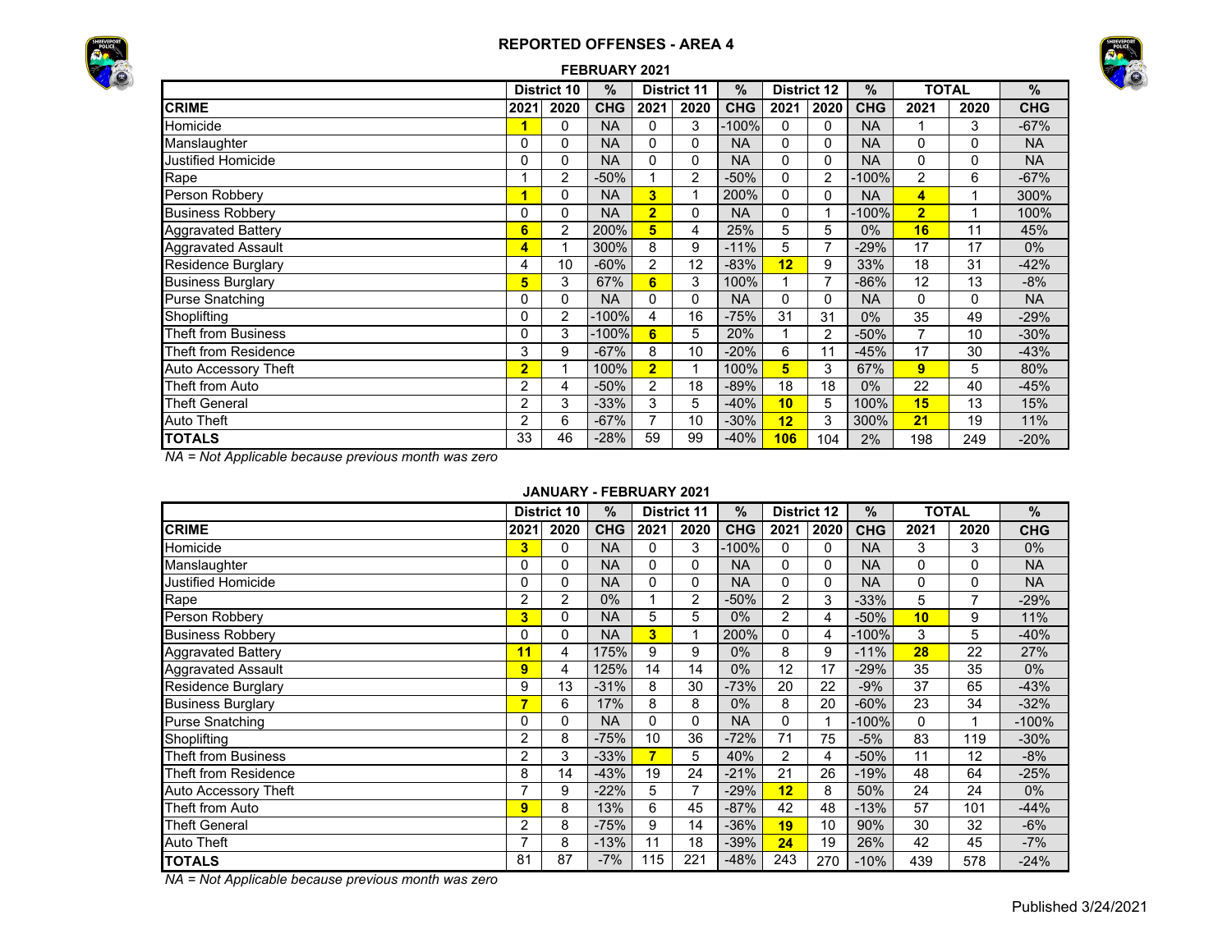# REPORTED OFFENSES - AREA 4

## FEBRUARY 2021

| | District 10 | | % | District 11 | | % | District 12 | | % | TOTAL | | % |
|---|---|---|---|---|---|---|---|---|---|---|---|---|
| **CRIME** | **2021** | **2020** | **CHG** | **2021** | **2020** | **CHG** | **2021** | **2020** | **CHG** | **2021** | **2020** | **CHG** |
| Homicide | **1** | 0 | NA | 0 | 3 | -100% | 0 | 0 | NA | 1 | 3 | -67% |
| Manslaughter | 0 | 0 | NA | 0 | 0 | NA | 0 | 0 | NA | 0 | 0 | NA |
| Justified Homicide | 0 | 0 | NA | 0 | 0 | NA | 0 | 0 | NA | 0 | 0 | NA |
| Rape | 1 | 2 | -50% | 1 | 2 | -50% | 0 | 2 | -100% | 2 | 6 | -67% |
| Person Robbery | **1** | 0 | NA | **3** | 1 | 200% | 0 | 0 | NA | **4** | 1 | 300% |
| Business Robbery | 0 | 0 | NA | **2** | 0 | NA | 0 | 1 | -100% | **2** | 1 | 100% |
| Aggravated Battery | **6** | 2 | 200% | **5** | 4 | 25% | 5 | 5 | 0% | **16** | 11 | 45% |
| Aggravated Assault | **4** | 1 | 300% | 8 | 9 | -11% | 5 | 7 | -29% | 17 | 17 | 0% |
| Residence Burglary | 4 | 10 | -60% | 2 | 12 | -83% | **12** | 9 | 33% | 18 | 31 | -42% |
| Business Burglary | **5** | 3 | 67% | **6** | 3 | 100% | 1 | 7 | -86% | 12 | 13 | -8% |
| Purse Snatching | 0 | 0 | NA | 0 | 0 | NA | 0 | 0 | NA | 0 | 0 | NA |
| Shoplifting | 0 | 2 | -100% | 4 | 16 | -75% | 31 | 31 | 0% | 35 | 49 | -29% |
| Theft from Business | 0 | 3 | -100% | **6** | 5 | 20% | 1 | 2 | -50% | 7 | 10 | -30% |
| Theft from Residence | 3 | 9 | -67% | 8 | 10 | -20% | 6 | 11 | -45% | 17 | 30 | -43% |
| Auto Accessory Theft | **2** | 1 | 100% | **2** | 1 | 100% | **5** | 3 | 67% | **9** | 5 | 80% |
| Theft from Auto | 2 | 4 | -50% | 2 | 18 | -89% | 18 | 18 | 0% | 22 | 40 | -45% |
| Theft General | 2 | 3 | -33% | 3 | 5 | -40% | **10** | 5 | 100% | **15** | 13 | 15% |
| Auto Theft | 2 | 6 | -67% | 7 | 10 | -30% | **12** | 3 | 300% | **21** | 19 | 11% |
| **TOTALS** | 33 | 46 | -28% | 59 | 99 | -40% | **106** | 104 | 2% | 198 | 249 | -20% |

*NA = Not Applicable because previous month was zero*

## JANUARY - FEBRUARY 2021

| | District 10 | | % | District 11 | | % | District 12 | | % | TOTAL | | % |
|---|---|---|---|---|---|---|---|---|---|---|---|---|
| **CRIME** | **2021** | **2020** | **CHG** | **2021** | **2020** | **CHG** | **2021** | **2020** | **CHG** | **2021** | **2020** | **CHG** |
| Homicide | **3** | 0 | NA | 0 | 3 | -100% | 0 | 0 | NA | 3 | 3 | 0% |
| Manslaughter | 0 | 0 | NA | 0 | 0 | NA | 0 | 0 | NA | 0 | 0 | NA |
| Justified Homicide | 0 | 0 | NA | 0 | 0 | NA | 0 | 0 | NA | 0 | 0 | NA |
| Rape | 2 | 2 | 0% | 1 | 2 | -50% | 2 | 3 | -33% | 5 | 7 | -29% |
| Person Robbery | **3** | 0 | NA | 5 | 5 | 0% | 2 | 4 | -50% | **10** | 9 | 11% |
| Business Robbery | 0 | 0 | NA | **3** | 1 | 200% | 0 | 4 | -100% | 3 | 5 | -40% |
| Aggravated Battery | **11** | 4 | 175% | 9 | 9 | 0% | 8 | 9 | -11% | **28** | 22 | 27% |
| Aggravated Assault | **9** | 4 | 125% | 14 | 14 | 0% | 12 | 17 | -29% | 35 | 35 | 0% |
| Residence Burglary | 9 | 13 | -31% | 8 | 30 | -73% | 20 | 22 | -9% | 37 | 65 | -43% |
| Business Burglary | **7** | 6 | 17% | 8 | 8 | 0% | 8 | 20 | -60% | 23 | 34 | -32% |
| Purse Snatching | 0 | 0 | NA | 0 | 0 | NA | 0 | 1 | -100% | 0 | 1 | -100% |
| Shoplifting | 2 | 8 | -75% | 10 | 36 | -72% | 71 | 75 | -5% | 83 | 119 | -30% |
| Theft from Business | 2 | 3 | -33% | **7** | 5 | 40% | 2 | 4 | -50% | 11 | 12 | -8% |
| Theft from Residence | 8 | 14 | -43% | 19 | 24 | -21% | 21 | 26 | -19% | 48 | 64 | -25% |
| Auto Accessory Theft | 7 | 9 | -22% | 5 | 7 | -29% | **12** | 8 | 50% | 24 | 24 | 0% |
| Theft from Auto | **9** | 8 | 13% | 6 | 45 | -87% | 42 | 48 | -13% | 57 | 101 | -44% |
| Theft General | 2 | 8 | -75% | 9 | 14 | -36% | **19** | 10 | 90% | 30 | 32 | -6% |
| Auto Theft | 7 | 8 | -13% | 11 | 18 | -39% | **24** | 19 | 26% | 42 | 45 | -7% |
| **TOTALS** | 81 | 87 | -7% | 115 | 221 | -48% | 243 | 270 | -10% | 439 | 578 | -24% |

*NA = Not Applicable because previous month was zero*

Published 3/24/2021